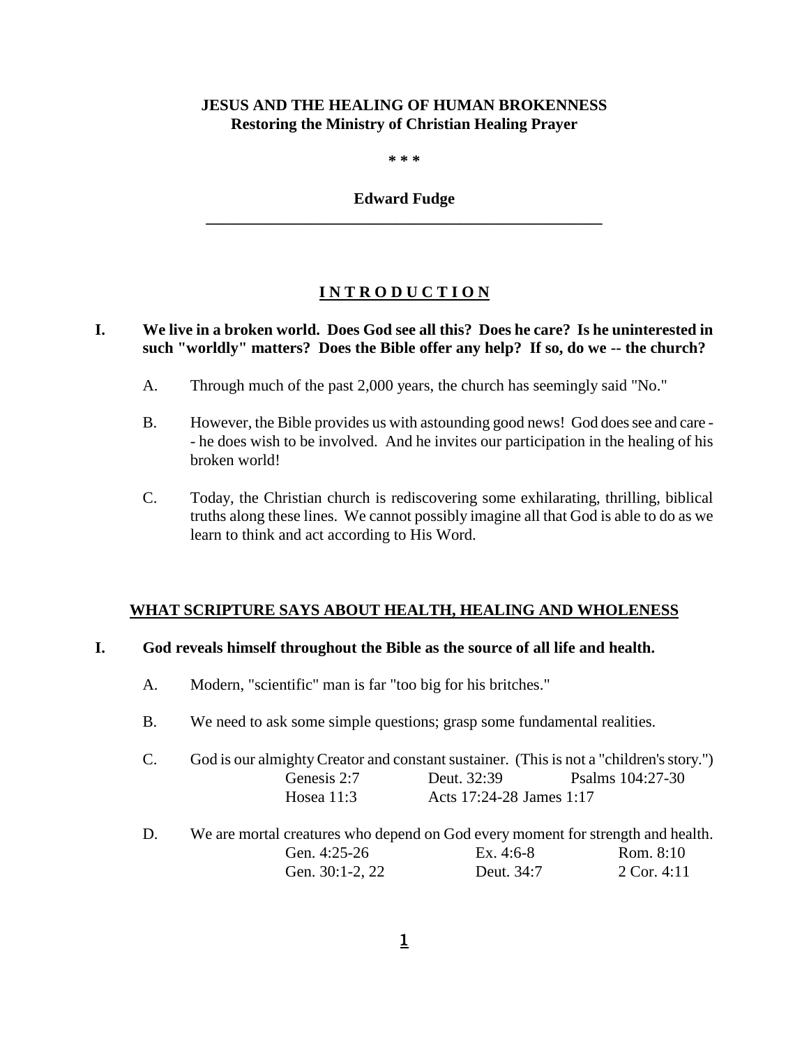# JESUS AND THE HEALING OF HUMAN BROKENNESS

**Restoring the Ministry of Christian Healing Prayer**

**\* \* \***

**Edward Fudge**

---

## INTRODUCTION

**I. We live in a broken world. Does God see all this? Does he care? Is he uninterested in such "worldly" matters? Does the Bible offer any help? If so, do we -- the church?**

A. Through much of the past 2,000 years, the church has seemingly said "No."

B. However, the Bible provides us with astounding good news! God does see and care -- he does wish to be involved. And he invites our participation in the healing of his broken world!

C. Today, the Christian church is rediscovering some exhilarating, thrilling, biblical truths along these lines. We cannot possibly imagine all that God is able to do as we learn to think and act according to His Word.

## WHAT SCRIPTURE SAYS ABOUT HEALTH, HEALING AND WHOLENESS

**I. God reveals himself throughout the Bible as the source of all life and health.**

A. Modern, "scientific" man is far "too big for his britches."

B. We need to ask some simple questions; grasp some fundamental realities.

C. God is our almighty Creator and constant sustainer. (This is not a "children's story.")

Genesis 2:7 — Deut. 32:39 — Psalms 104:27-30
Hosea 11:3 — Acts 17:24-28 — James 1:17

D. We are mortal creatures who depend on God every moment for strength and health.

Gen. 4:25-26 — Ex. 4:6-8 — Rom. 8:10
Gen. 30:1-2, 22 — Deut. 34:7 — 2 Cor. 4:11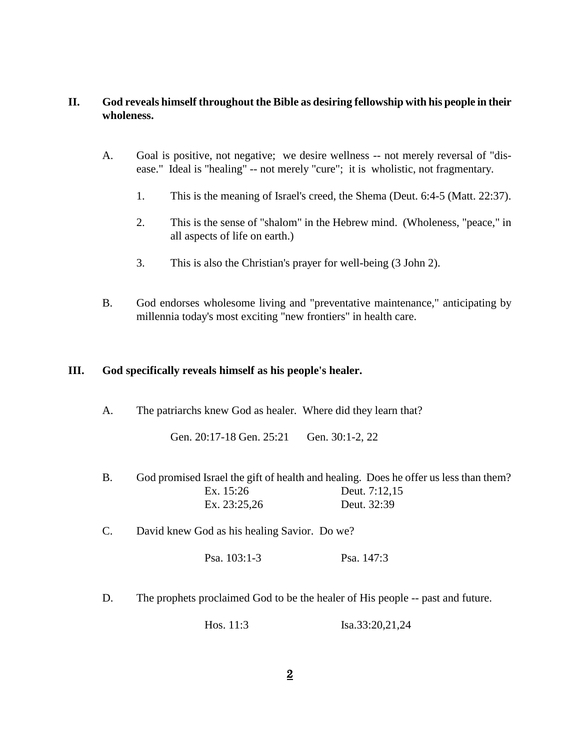**II. God reveals himself throughout the Bible as desiring fellowship with his people in their wholeness.**

A. Goal is positive, not negative; we desire wellness -- not merely reversal of "dis-ease." Ideal is "healing" -- not merely "cure"; it is wholistic, not fragmentary.

1. This is the meaning of Israel's creed, the Shema (Deut. 6:4-5 (Matt. 22:37).

2. This is the sense of "shalom" in the Hebrew mind. (Wholeness, "peace," in all aspects of life on earth.)

3. This is also the Christian's prayer for well-being (3 John 2).

B. God endorses wholesome living and "preventative maintenance," anticipating by millennia today's most exciting "new frontiers" in health care.

**III. God specifically reveals himself as his people's healer.**

A. The patriarchs knew God as healer. Where did they learn that?

Gen. 20:17-18 Gen. 25:21 Gen. 30:1-2, 22

B. God promised Israel the gift of health and healing. Does he offer us less than them?

Ex. 15:26 Deut. 7:12,15
Ex. 23:25,26 Deut. 32:39

C. David knew God as his healing Savior. Do we?

Psa. 103:1-3 Psa. 147:3

D. The prophets proclaimed God to be the healer of His people -- past and future.

Hos. 11:3 Isa.33:20,21,24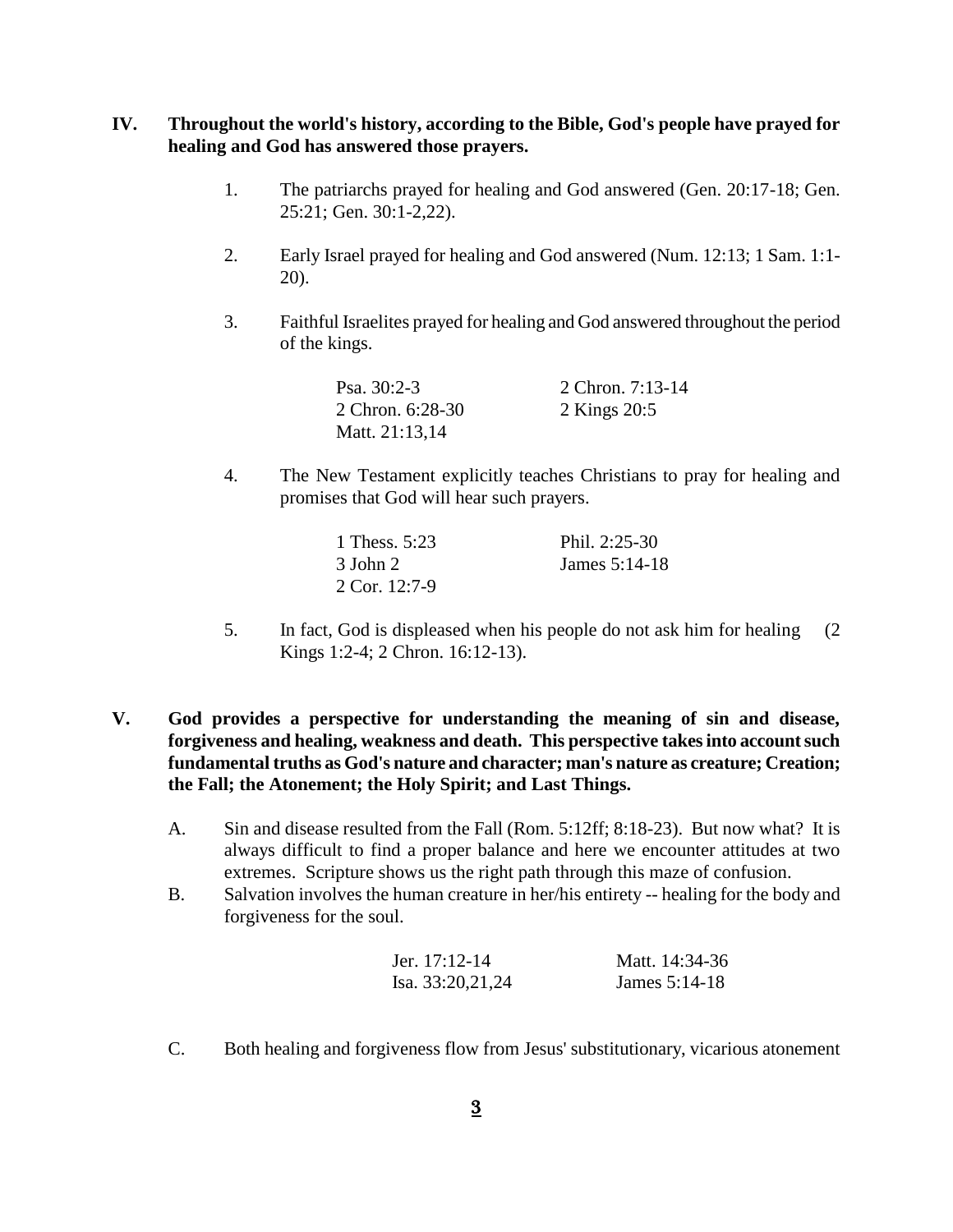**IV. Throughout the world's history, according to the Bible, God's people have prayed for healing and God has answered those prayers.**

1. The patriarchs prayed for healing and God answered (Gen. 20:17-18; Gen. 25:21; Gen. 30:1-2,22).

2. Early Israel prayed for healing and God answered (Num. 12:13; 1 Sam. 1:1-20).

3. Faithful Israelites prayed for healing and God answered throughout the period of the kings.

   Psa. 30:2-3 &nbsp;&nbsp;&nbsp;&nbsp; 2 Chron. 7:13-14
   2 Chron. 6:28-30 &nbsp;&nbsp;&nbsp;&nbsp; 2 Kings 20:5
   Matt. 21:13,14

4. The New Testament explicitly teaches Christians to pray for healing and promises that God will hear such prayers.

   1 Thess. 5:23 &nbsp;&nbsp;&nbsp;&nbsp; Phil. 2:25-30
   3 John 2 &nbsp;&nbsp;&nbsp;&nbsp; James 5:14-18
   2 Cor. 12:7-9

5. In fact, God is displeased when his people do not ask him for healing (2 Kings 1:2-4; 2 Chron. 16:12-13).

**V. God provides a perspective for understanding the meaning of sin and disease, forgiveness and healing, weakness and death. This perspective takes into account such fundamental truths as God's nature and character; man's nature as creature; Creation; the Fall; the Atonement; the Holy Spirit; and Last Things.**

A. Sin and disease resulted from the Fall (Rom. 5:12ff; 8:18-23). But now what? It is always difficult to find a proper balance and here we encounter attitudes at two extremes. Scripture shows us the right path through this maze of confusion.

B. Salvation involves the human creature in her/his entirety -- healing for the body and forgiveness for the soul.

   Jer. 17:12-14 &nbsp;&nbsp;&nbsp;&nbsp; Matt. 14:34-36
   Isa. 33:20,21,24 &nbsp;&nbsp;&nbsp;&nbsp; James 5:14-18

C. Both healing and forgiveness flow from Jesus' substitutionary, vicarious atonement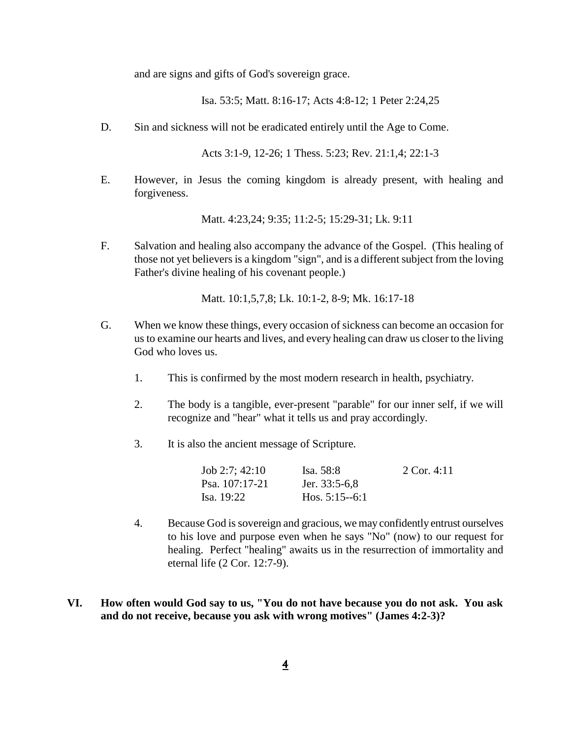and are signs and gifts of God's sovereign grace.

Isa. 53:5; Matt. 8:16-17; Acts 4:8-12; 1 Peter 2:24,25

D. Sin and sickness will not be eradicated entirely until the Age to Come.

Acts 3:1-9, 12-26; 1 Thess. 5:23; Rev. 21:1,4; 22:1-3

E. However, in Jesus the coming kingdom is already present, with healing and forgiveness.

Matt. 4:23,24; 9:35; 11:2-5; 15:29-31; Lk. 9:11

F. Salvation and healing also accompany the advance of the Gospel. (This healing of those not yet believers is a kingdom "sign", and is a different subject from the loving Father's divine healing of his covenant people.)

Matt. 10:1,5,7,8; Lk. 10:1-2, 8-9; Mk. 16:17-18

G. When we know these things, every occasion of sickness can become an occasion for us to examine our hearts and lives, and every healing can draw us closer to the living God who loves us.

1. This is confirmed by the most modern research in health, psychiatry.

2. The body is a tangible, ever-present "parable" for our inner self, if we will recognize and "hear" what it tells us and pray accordingly.

3. It is also the ancient message of Scripture.

| | | |
|---|---|---|
| Job 2:7; 42:10 | Isa. 58:8 | 2 Cor. 4:11 |
| Psa. 107:17-21 | Jer. 33:5-6,8 | |
| Isa. 19:22 | Hos. 5:15--6:1 | |

4. Because God is sovereign and gracious, we may confidently entrust ourselves to his love and purpose even when he says "No" (now) to our request for healing. Perfect "healing" awaits us in the resurrection of immortality and eternal life (2 Cor. 12:7-9).

**VI. How often would God say to us, "You do not have because you do not ask. You ask and do not receive, because you ask with wrong motives" (James 4:2-3)?**